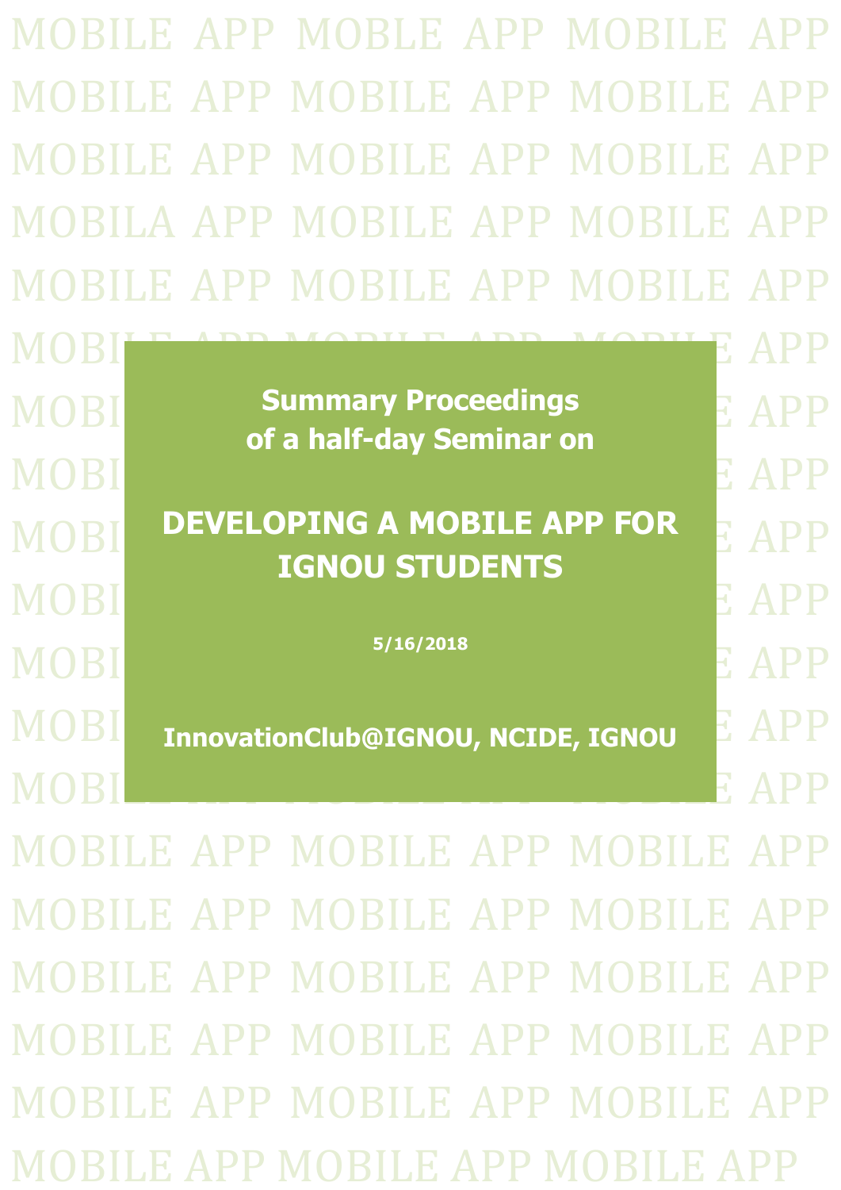Summary Proceedings
of a half-day Seminar on

# DEVELOPING A MOBILE APP FOR IGNOU STUDENTS

5/16/2018

**InnovationClub@IGNOU, NCIDE, IGNOU**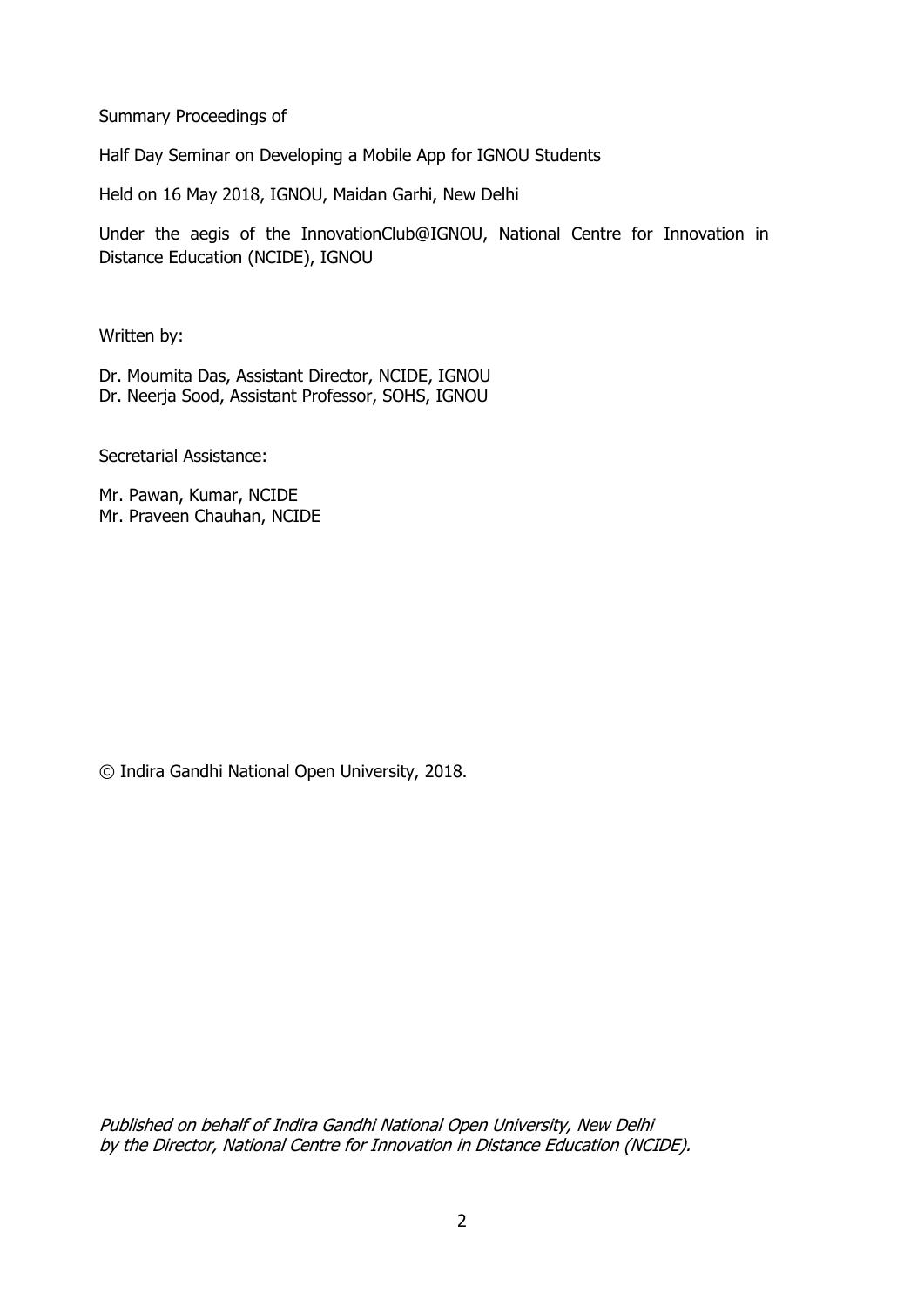Summary Proceedings of

Half Day Seminar on Developing a Mobile App for IGNOU Students

Held on 16 May 2018, IGNOU, Maidan Garhi, New Delhi

Under the aegis of the InnovationClub@IGNOU, National Centre for Innovation in Distance Education (NCIDE), IGNOU

Written by:

Dr. Moumita Das, Assistant Director, NCIDE, IGNOU
Dr. Neerja Sood, Assistant Professor, SOHS, IGNOU

Secretarial Assistance:

Mr. Pawan, Kumar, NCIDE
Mr. Praveen Chauhan, NCIDE

© Indira Gandhi National Open University, 2018.

*Published on behalf of Indira Gandhi National Open University, New Delhi by the Director, National Centre for Innovation in Distance Education (NCIDE).*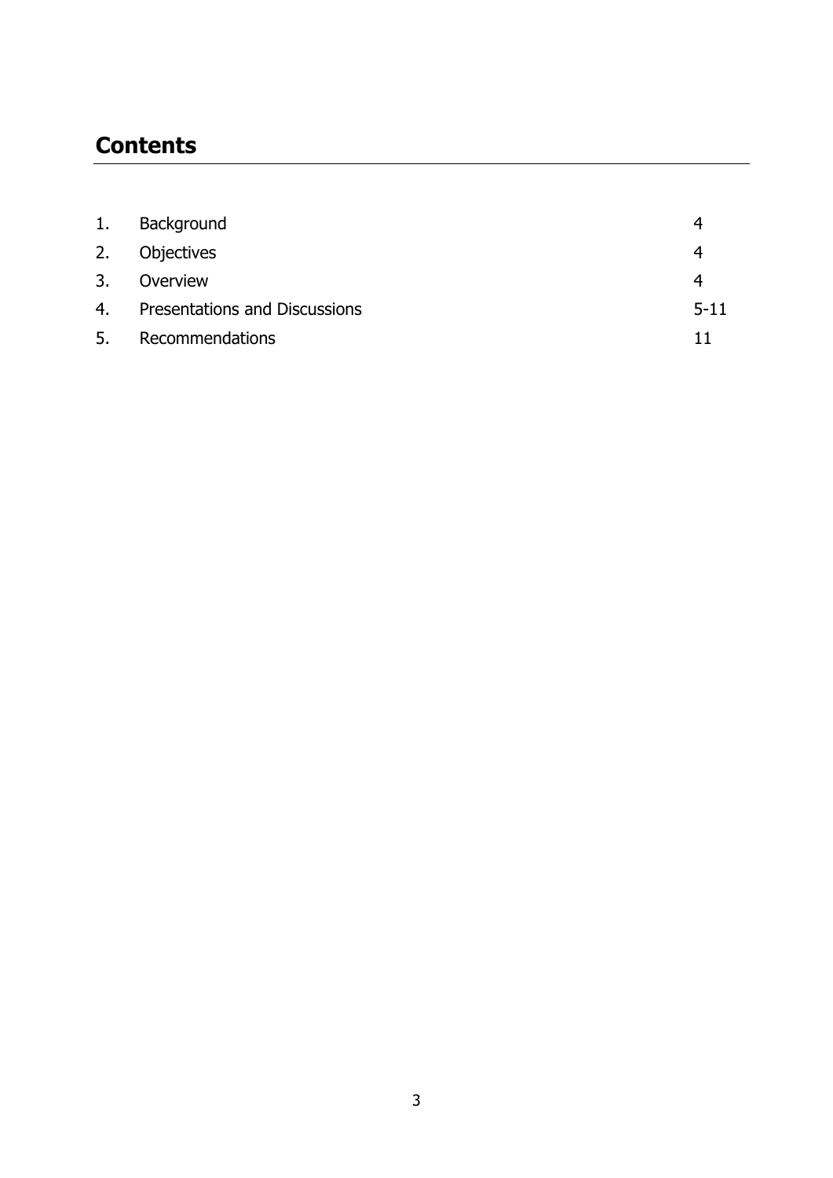## Contents

| | | |
|---|---|---|
| 1. | Background | 4 |
| 2. | Objectives | 4 |
| 3. | Overview | 4 |
| 4. | Presentations and Discussions | 5-11 |
| 5. | Recommendations | 11 |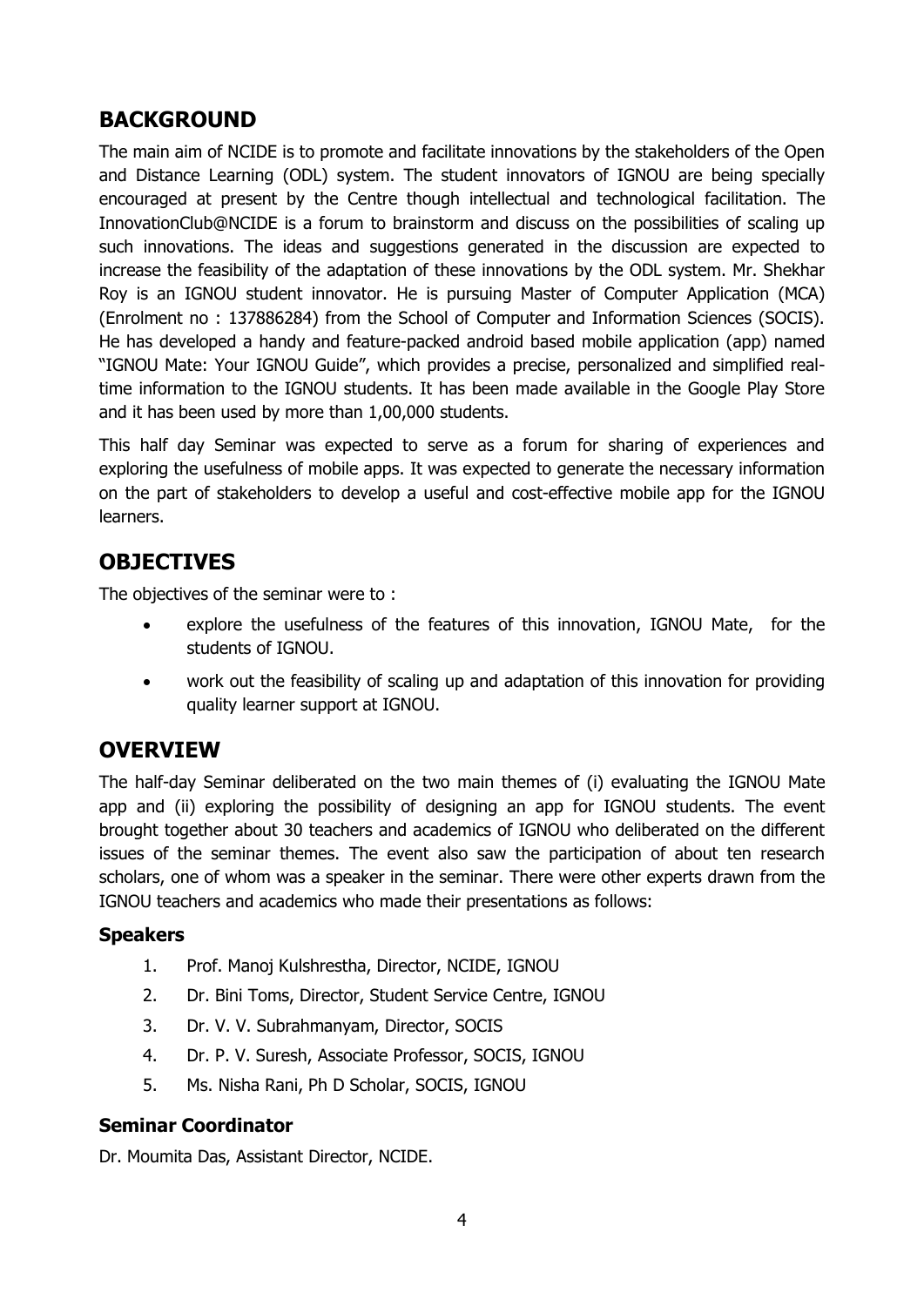## BACKGROUND

The main aim of NCIDE is to promote and facilitate innovations by the stakeholders of the Open and Distance Learning (ODL) system. The student innovators of IGNOU are being specially encouraged at present by the Centre though intellectual and technological facilitation. The InnovationClub@NCIDE is a forum to brainstorm and discuss on the possibilities of scaling up such innovations. The ideas and suggestions generated in the discussion are expected to increase the feasibility of the adaptation of these innovations by the ODL system. Mr. Shekhar Roy is an IGNOU student innovator. He is pursuing Master of Computer Application (MCA) (Enrolment no : 137886284) from the School of Computer and Information Sciences (SOCIS). He has developed a handy and feature-packed android based mobile application (app) named "IGNOU Mate: Your IGNOU Guide", which provides a precise, personalized and simplified real-time information to the IGNOU students. It has been made available in the Google Play Store and it has been used by more than 1,00,000 students.

This half day Seminar was expected to serve as a forum for sharing of experiences and exploring the usefulness of mobile apps. It was expected to generate the necessary information on the part of stakeholders to develop a useful and cost-effective mobile app for the IGNOU learners.

## OBJECTIVES

The objectives of the seminar were to :

- explore the usefulness of the features of this innovation, IGNOU Mate, for the students of IGNOU.
- work out the feasibility of scaling up and adaptation of this innovation for providing quality learner support at IGNOU.

## OVERVIEW

The half-day Seminar deliberated on the two main themes of (i) evaluating the IGNOU Mate app and (ii) exploring the possibility of designing an app for IGNOU students. The event brought together about 30 teachers and academics of IGNOU who deliberated on the different issues of the seminar themes. The event also saw the participation of about ten research scholars, one of whom was a speaker in the seminar. There were other experts drawn from the IGNOU teachers and academics who made their presentations as follows:

### Speakers

1. Prof. Manoj Kulshrestha, Director, NCIDE, IGNOU
2. Dr. Bini Toms, Director, Student Service Centre, IGNOU
3. Dr. V. V. Subrahmanyam, Director, SOCIS
4. Dr. P. V. Suresh, Associate Professor, SOCIS, IGNOU
5. Ms. Nisha Rani, Ph D Scholar, SOCIS, IGNOU

### Seminar Coordinator

Dr. Moumita Das, Assistant Director, NCIDE.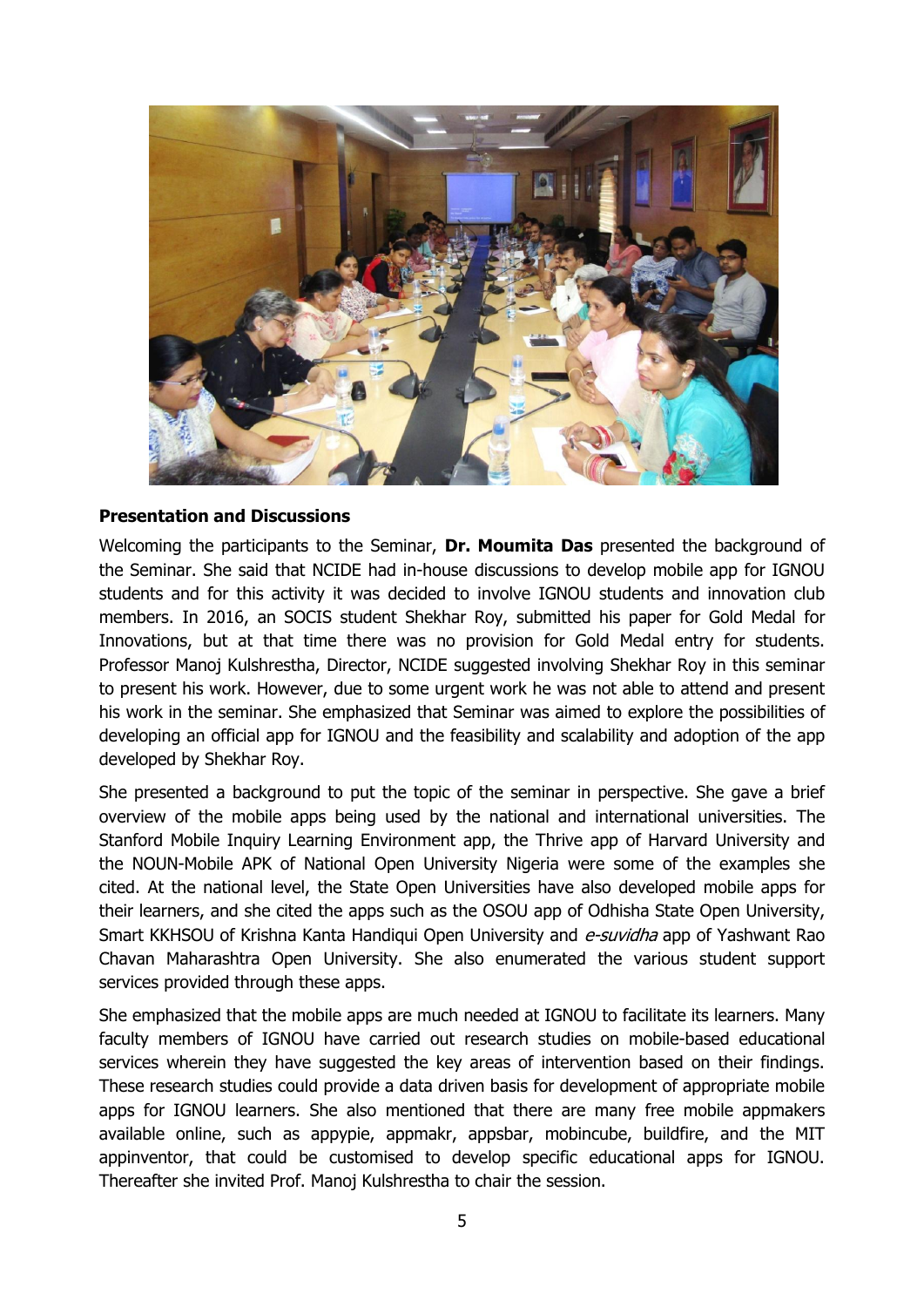**Presentation and Discussions**

Welcoming the participants to the Seminar, **Dr. Moumita Das** presented the background of the Seminar. She said that NCIDE had in-house discussions to develop mobile app for IGNOU students and for this activity it was decided to involve IGNOU students and innovation club members. In 2016, an SOCIS student Shekhar Roy, submitted his paper for Gold Medal for Innovations, but at that time there was no provision for Gold Medal entry for students. Professor Manoj Kulshrestha, Director, NCIDE suggested involving Shekhar Roy in this seminar to present his work. However, due to some urgent work he was not able to attend and present his work in the seminar. She emphasized that Seminar was aimed to explore the possibilities of developing an official app for IGNOU and the feasibility and scalability and adoption of the app developed by Shekhar Roy.

She presented a background to put the topic of the seminar in perspective. She gave a brief overview of the mobile apps being used by the national and international universities. The Stanford Mobile Inquiry Learning Environment app, the Thrive app of Harvard University and the NOUN-Mobile APK of National Open University Nigeria were some of the examples she cited. At the national level, the State Open Universities have also developed mobile apps for their learners, and she cited the apps such as the OSOU app of Odhisha State Open University, Smart KKHSOU of Krishna Kanta Handiqui Open University and *e-suvidha* app of Yashwant Rao Chavan Maharashtra Open University. She also enumerated the various student support services provided through these apps.

She emphasized that the mobile apps are much needed at IGNOU to facilitate its learners. Many faculty members of IGNOU have carried out research studies on mobile-based educational services wherein they have suggested the key areas of intervention based on their findings. These research studies could provide a data driven basis for development of appropriate mobile apps for IGNOU learners. She also mentioned that there are many free mobile appmakers available online, such as appypie, appmakr, appsbar, mobincube, buildfire, and the MIT appinventor, that could be customised to develop specific educational apps for IGNOU. Thereafter she invited Prof. Manoj Kulshrestha to chair the session.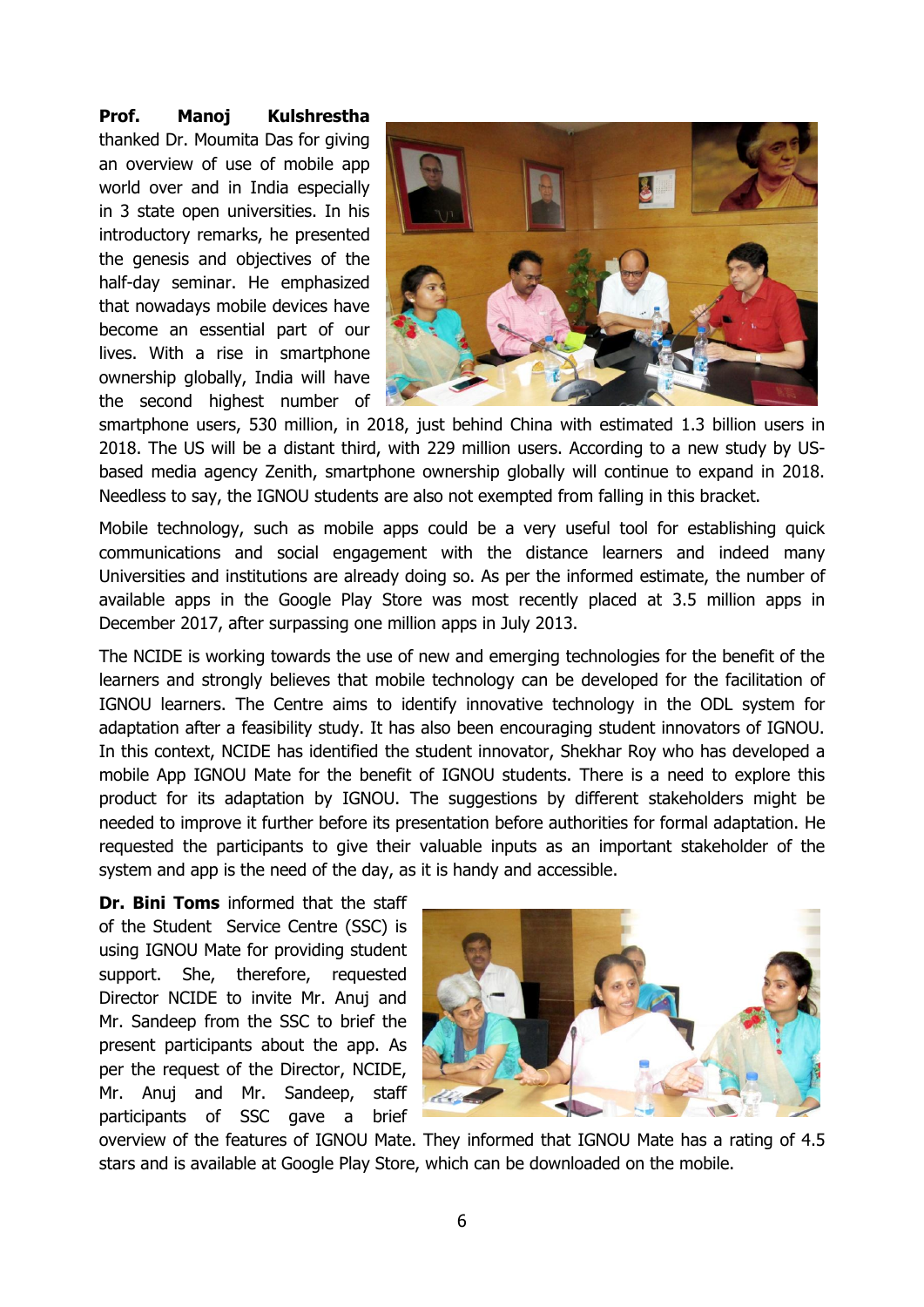**Prof. Manoj Kulshrestha** thanked Dr. Moumita Das for giving an overview of use of mobile app world over and in India especially in 3 state open universities. In his introductory remarks, he presented the genesis and objectives of the half-day seminar. He emphasized that nowadays mobile devices have become an essential part of our lives. With a rise in smartphone ownership globally, India will have the second highest number of smartphone users, 530 million, in 2018, just behind China with estimated 1.3 billion users in 2018. The US will be a distant third, with 229 million users. According to a new study by US-based media agency Zenith, smartphone ownership globally will continue to expand in 2018. Needless to say, the IGNOU students are also not exempted from falling in this bracket.

Mobile technology, such as mobile apps could be a very useful tool for establishing quick communications and social engagement with the distance learners and indeed many Universities and institutions are already doing so. As per the informed estimate, the number of available apps in the Google Play Store was most recently placed at 3.5 million apps in December 2017, after surpassing one million apps in July 2013.

The NCIDE is working towards the use of new and emerging technologies for the benefit of the learners and strongly believes that mobile technology can be developed for the facilitation of IGNOU learners. The Centre aims to identify innovative technology in the ODL system for adaptation after a feasibility study. It has also been encouraging student innovators of IGNOU. In this context, NCIDE has identified the student innovator, Shekhar Roy who has developed a mobile App IGNOU Mate for the benefit of IGNOU students. There is a need to explore this product for its adaptation by IGNOU. The suggestions by different stakeholders might be needed to improve it further before its presentation before authorities for formal adaptation. He requested the participants to give their valuable inputs as an important stakeholder of the system and app is the need of the day, as it is handy and accessible.

**Dr. Bini Toms** informed that the staff of the Student Service Centre (SSC) is using IGNOU Mate for providing student support. She, therefore, requested Director NCIDE to invite Mr. Anuj and Mr. Sandeep from the SSC to brief the present participants about the app. As per the request of the Director, NCIDE, Mr. Anuj and Mr. Sandeep, staff participants of SSC gave a brief overview of the features of IGNOU Mate. They informed that IGNOU Mate has a rating of 4.5 stars and is available at Google Play Store, which can be downloaded on the mobile.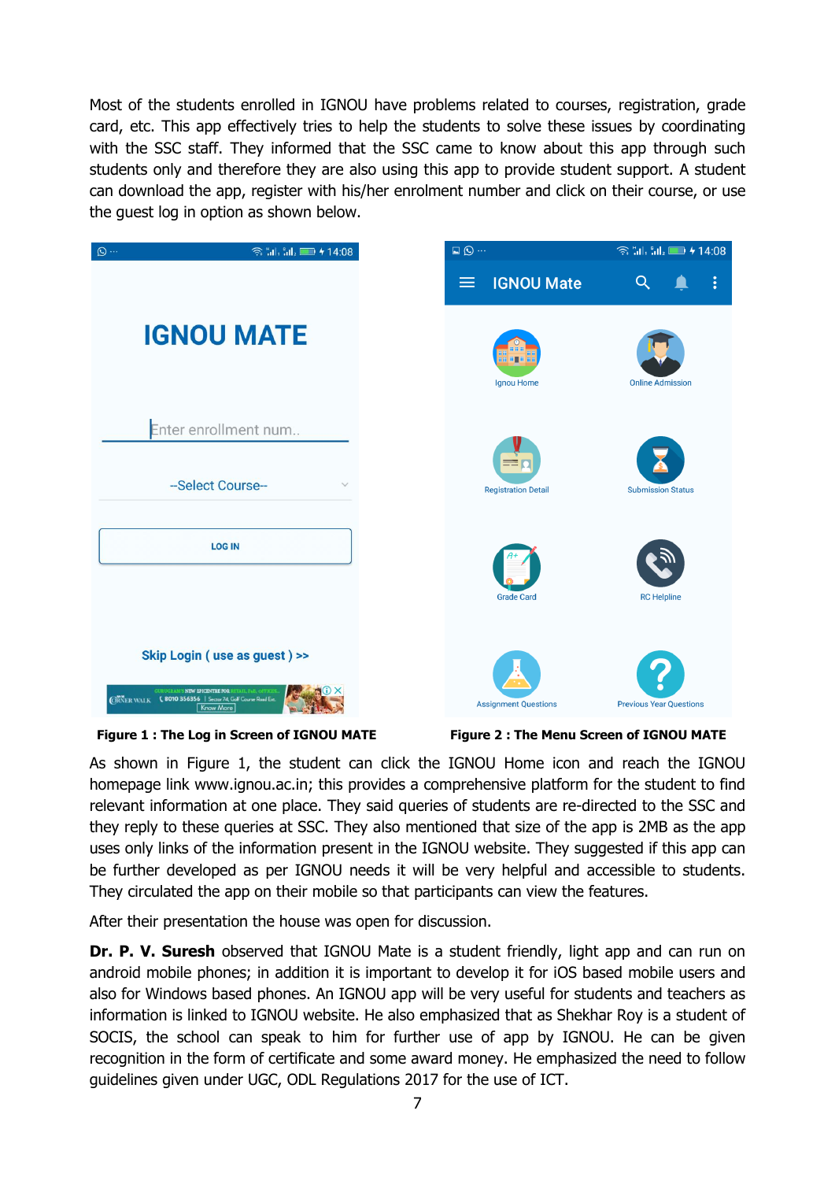Most of the students enrolled in IGNOU have problems related to courses, registration, grade card, etc. This app effectively tries to help the students to solve these issues by coordinating with the SSC staff. They informed that the SSC came to know about this app through such students only and therefore they are also using this app to provide student support. A student can download the app, register with his/her enrolment number and click on their course, or use the guest log in option as shown below.

**Figure 1 : The Log in Screen of IGNOU MATE**

**Figure 2 : The Menu Screen of IGNOU MATE**

As shown in Figure 1, the student can click the IGNOU Home icon and reach the IGNOU homepage link www.ignou.ac.in; this provides a comprehensive platform for the student to find relevant information at one place. They said queries of students are re-directed to the SSC and they reply to these queries at SSC. They also mentioned that size of the app is 2MB as the app uses only links of the information present in the IGNOU website. They suggested if this app can be further developed as per IGNOU needs it will be very helpful and accessible to students. They circulated the app on their mobile so that participants can view the features.

After their presentation the house was open for discussion.

**Dr. P. V. Suresh** observed that IGNOU Mate is a student friendly, light app and can run on android mobile phones; in addition it is important to develop it for iOS based mobile users and also for Windows based phones. An IGNOU app will be very useful for students and teachers as information is linked to IGNOU website. He also emphasized that as Shekhar Roy is a student of SOCIS, the school can speak to him for further use of app by IGNOU. He can be given recognition in the form of certificate and some award money. He emphasized the need to follow guidelines given under UGC, ODL Regulations 2017 for the use of ICT.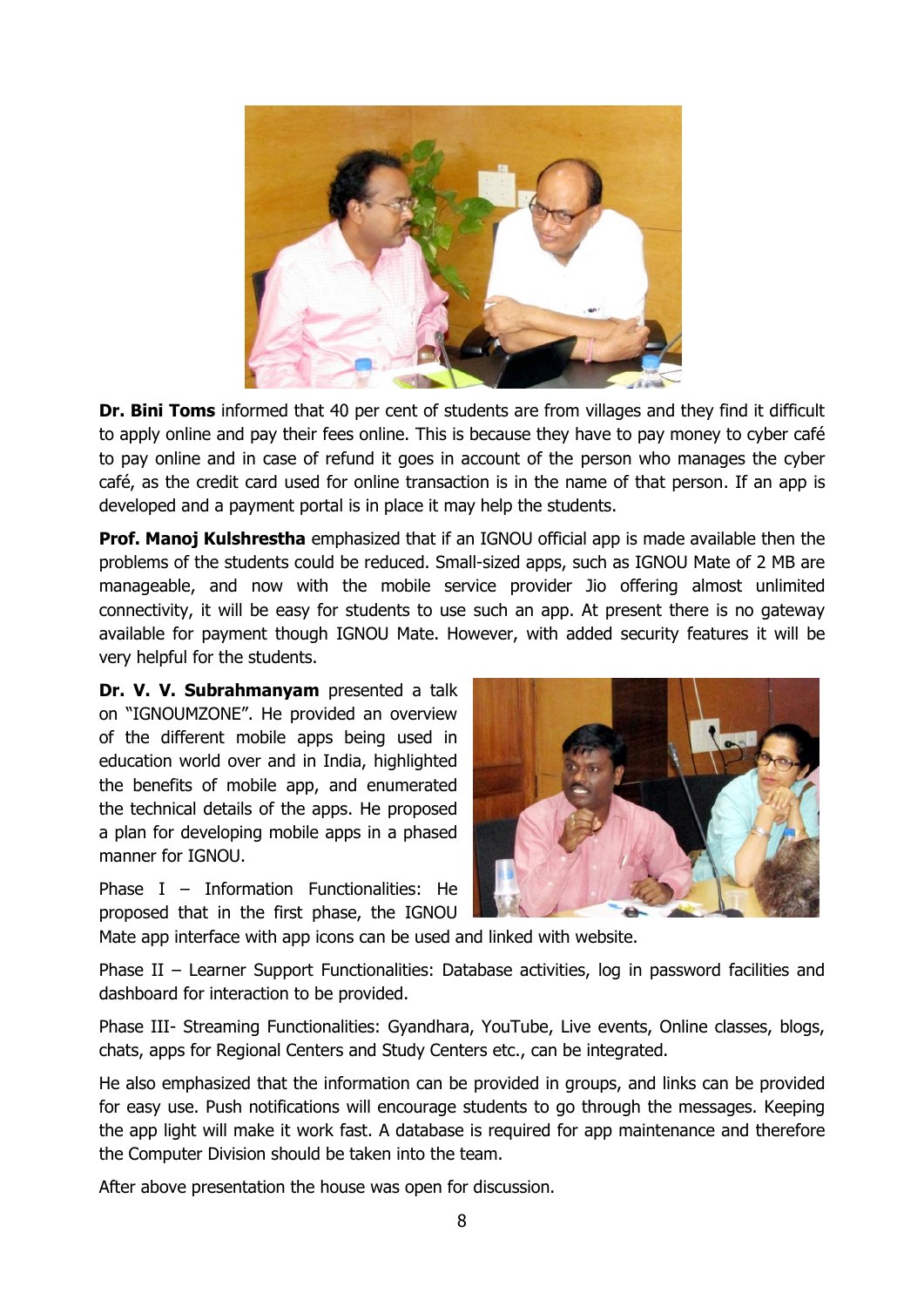**Dr. Bini Toms** informed that 40 per cent of students are from villages and they find it difficult to apply online and pay their fees online. This is because they have to pay money to cyber café to pay online and in case of refund it goes in account of the person who manages the cyber café, as the credit card used for online transaction is in the name of that person. If an app is developed and a payment portal is in place it may help the students.

**Prof. Manoj Kulshrestha** emphasized that if an IGNOU official app is made available then the problems of the students could be reduced. Small-sized apps, such as IGNOU Mate of 2 MB are manageable, and now with the mobile service provider Jio offering almost unlimited connectivity, it will be easy for students to use such an app. At present there is no gateway available for payment though IGNOU Mate. However, with added security features it will be very helpful for the students.

**Dr. V. V. Subrahmanyam** presented a talk on "IGNOUMZONE". He provided an overview of the different mobile apps being used in education world over and in India, highlighted the benefits of mobile app, and enumerated the technical details of the apps. He proposed a plan for developing mobile apps in a phased manner for IGNOU.

Phase I – Information Functionalities: He proposed that in the first phase, the IGNOU Mate app interface with app icons can be used and linked with website.

Phase II – Learner Support Functionalities: Database activities, log in password facilities and dashboard for interaction to be provided.

Phase III- Streaming Functionalities: Gyandhara, YouTube, Live events, Online classes, blogs, chats, apps for Regional Centers and Study Centers etc., can be integrated.

He also emphasized that the information can be provided in groups, and links can be provided for easy use. Push notifications will encourage students to go through the messages. Keeping the app light will make it work fast. A database is required for app maintenance and therefore the Computer Division should be taken into the team.

After above presentation the house was open for discussion.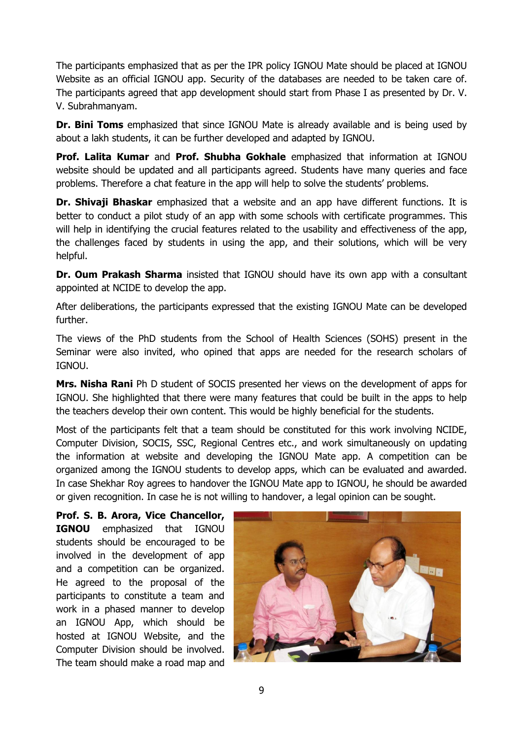The participants emphasized that as per the IPR policy IGNOU Mate should be placed at IGNOU Website as an official IGNOU app. Security of the databases are needed to be taken care of. The participants agreed that app development should start from Phase I as presented by Dr. V. V. Subrahmanyam.

**Dr. Bini Toms** emphasized that since IGNOU Mate is already available and is being used by about a lakh students, it can be further developed and adapted by IGNOU.

**Prof. Lalita Kumar** and **Prof. Shubha Gokhale** emphasized that information at IGNOU website should be updated and all participants agreed. Students have many queries and face problems. Therefore a chat feature in the app will help to solve the students' problems.

**Dr. Shivaji Bhaskar** emphasized that a website and an app have different functions. It is better to conduct a pilot study of an app with some schools with certificate programmes. This will help in identifying the crucial features related to the usability and effectiveness of the app, the challenges faced by students in using the app, and their solutions, which will be very helpful.

**Dr. Oum Prakash Sharma** insisted that IGNOU should have its own app with a consultant appointed at NCIDE to develop the app.

After deliberations, the participants expressed that the existing IGNOU Mate can be developed further.

The views of the PhD students from the School of Health Sciences (SOHS) present in the Seminar were also invited, who opined that apps are needed for the research scholars of IGNOU.

**Mrs. Nisha Rani** Ph D student of SOCIS presented her views on the development of apps for IGNOU. She highlighted that there were many features that could be built in the apps to help the teachers develop their own content. This would be highly beneficial for the students.

Most of the participants felt that a team should be constituted for this work involving NCIDE, Computer Division, SOCIS, SSC, Regional Centres etc., and work simultaneously on updating the information at website and developing the IGNOU Mate app. A competition can be organized among the IGNOU students to develop apps, which can be evaluated and awarded. In case Shekhar Roy agrees to handover the IGNOU Mate app to IGNOU, he should be awarded or given recognition. In case he is not willing to handover, a legal opinion can be sought.

**Prof. S. B. Arora, Vice Chancellor, IGNOU** emphasized that IGNOU students should be encouraged to be involved in the development of app and a competition can be organized. He agreed to the proposal of the participants to constitute a team and work in a phased manner to develop an IGNOU App, which should be hosted at IGNOU Website, and the Computer Division should be involved. The team should make a road map and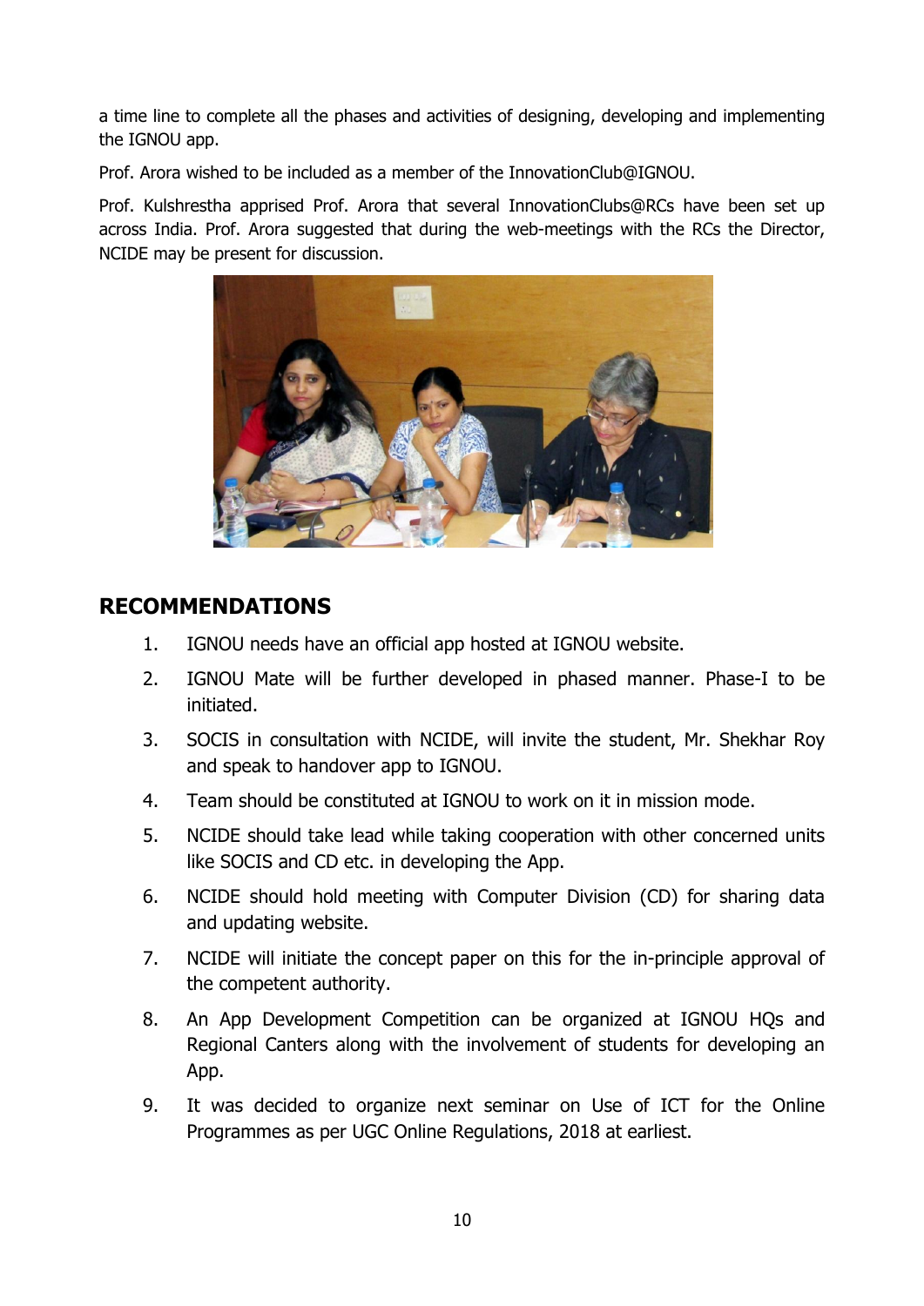a time line to complete all the phases and activities of designing, developing and implementing the IGNOU app.

Prof. Arora wished to be included as a member of the InnovationClub@IGNOU.

Prof. Kulshrestha apprised Prof. Arora that several InnovationClubs@RCs have been set up across India. Prof. Arora suggested that during the web-meetings with the RCs the Director, NCIDE may be present for discussion.

## RECOMMENDATIONS

1. IGNOU needs have an official app hosted at IGNOU website.
2. IGNOU Mate will be further developed in phased manner. Phase-I to be initiated.
3. SOCIS in consultation with NCIDE, will invite the student, Mr. Shekhar Roy and speak to handover app to IGNOU.
4. Team should be constituted at IGNOU to work on it in mission mode.
5. NCIDE should take lead while taking cooperation with other concerned units like SOCIS and CD etc. in developing the App.
6. NCIDE should hold meeting with Computer Division (CD) for sharing data and updating website.
7. NCIDE will initiate the concept paper on this for the in-principle approval of the competent authority.
8. An App Development Competition can be organized at IGNOU HQs and Regional Canters along with the involvement of students for developing an App.
9. It was decided to organize next seminar on Use of ICT for the Online Programmes as per UGC Online Regulations, 2018 at earliest.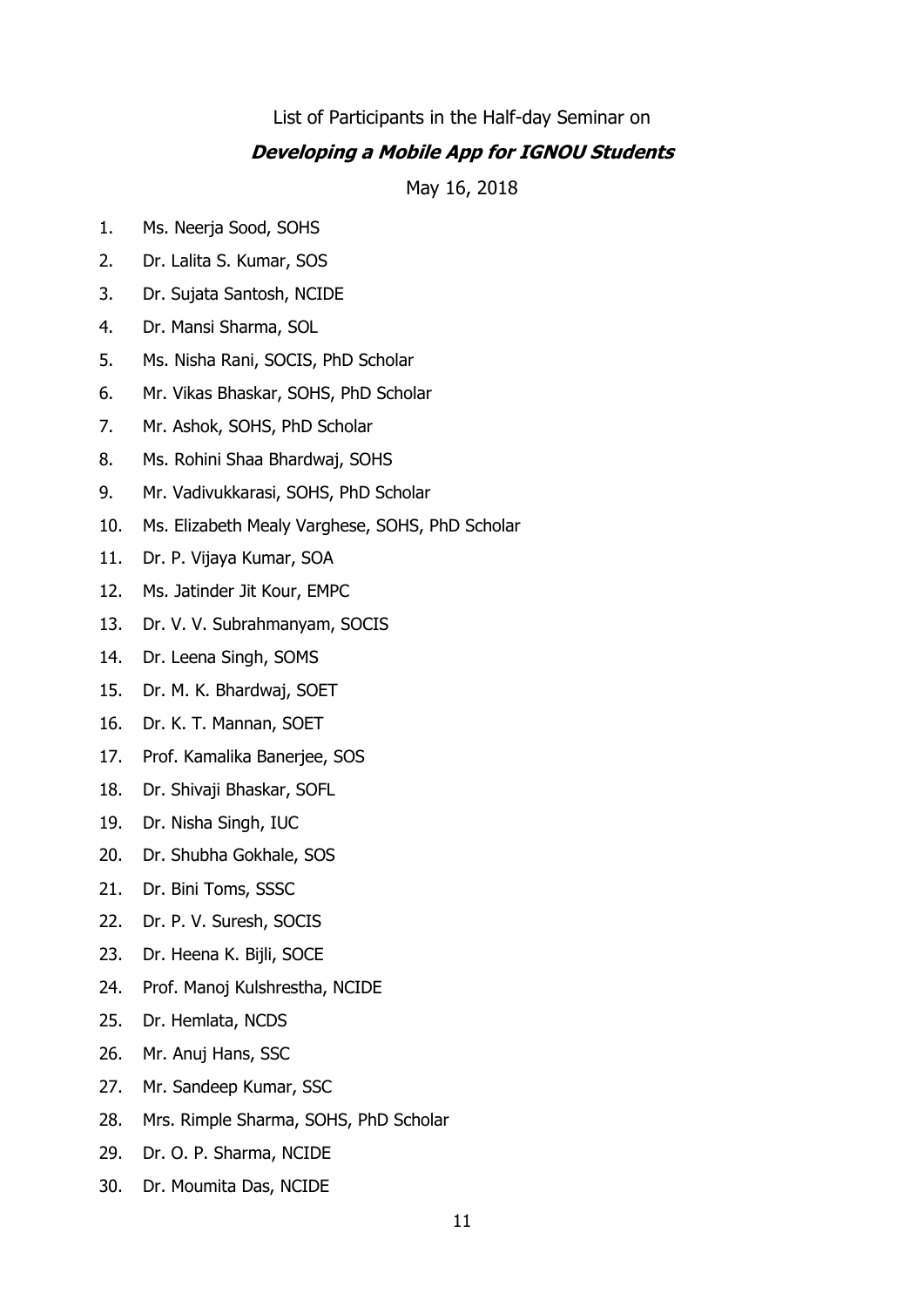List of Participants in the Half-day Seminar on

***Developing a Mobile App for IGNOU Students***

May 16, 2018

1. Ms. Neerja Sood, SOHS
2. Dr. Lalita S. Kumar, SOS
3. Dr. Sujata Santosh, NCIDE
4. Dr. Mansi Sharma, SOL
5. Ms. Nisha Rani, SOCIS, PhD Scholar
6. Mr. Vikas Bhaskar, SOHS, PhD Scholar
7. Mr. Ashok, SOHS, PhD Scholar
8. Ms. Rohini Shaa Bhardwaj, SOHS
9. Mr. Vadivukkarasi, SOHS, PhD Scholar
10. Ms. Elizabeth Mealy Varghese, SOHS, PhD Scholar
11. Dr. P. Vijaya Kumar, SOA
12. Ms. Jatinder Jit Kour, EMPC
13. Dr. V. V. Subrahmanyam, SOCIS
14. Dr. Leena Singh, SOMS
15. Dr. M. K. Bhardwaj, SOET
16. Dr. K. T. Mannan, SOET
17. Prof. Kamalika Banerjee, SOS
18. Dr. Shivaji Bhaskar, SOFL
19. Dr. Nisha Singh, IUC
20. Dr. Shubha Gokhale, SOS
21. Dr. Bini Toms, SSSC
22. Dr. P. V. Suresh, SOCIS
23. Dr. Heena K. Bijli, SOCE
24. Prof. Manoj Kulshrestha, NCIDE
25. Dr. Hemlata, NCDS
26. Mr. Anuj Hans, SSC
27. Mr. Sandeep Kumar, SSC
28. Mrs. Rimple Sharma, SOHS, PhD Scholar
29. Dr. O. P. Sharma, NCIDE
30. Dr. Moumita Das, NCIDE